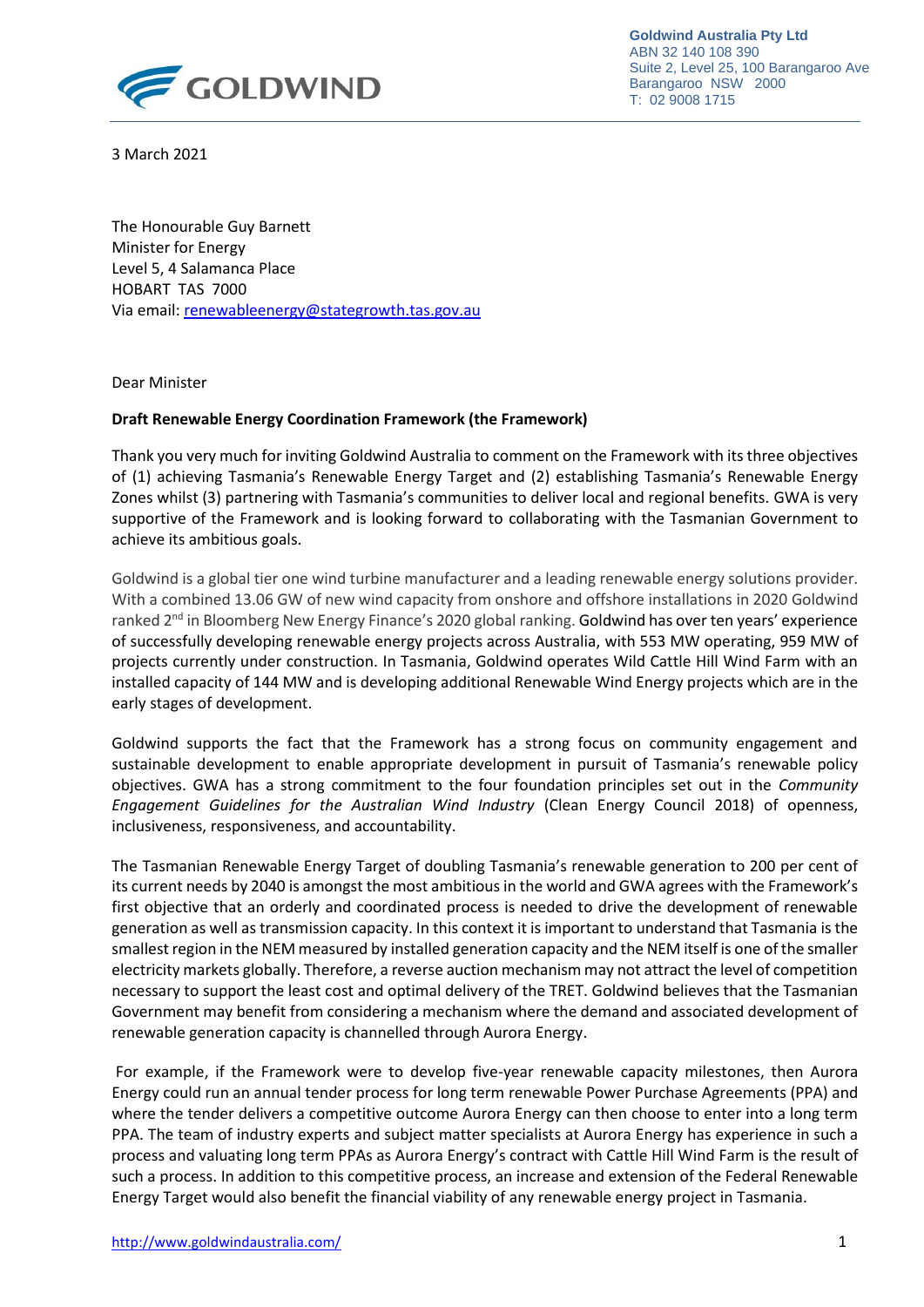GOLDWIND

**Goldwind Australia Pty Ltd**
ABN 32 140 108 390
Suite 2, Level 25, 100 Barangaroo Ave
Barangaroo NSW 2000
T: 02 9008 1715

3 March 2021

The Honourable Guy Barnett
Minister for Energy
Level 5, 4 Salamanca Place
HOBART TAS 7000
Via email: renewableenergy@stategrowth.tas.gov.au

Dear Minister

**Draft Renewable Energy Coordination Framework (the Framework)**

Thank you very much for inviting Goldwind Australia to comment on the Framework with its three objectives of (1) achieving Tasmania's Renewable Energy Target and (2) establishing Tasmania's Renewable Energy Zones whilst (3) partnering with Tasmania's communities to deliver local and regional benefits. GWA is very supportive of the Framework and is looking forward to collaborating with the Tasmanian Government to achieve its ambitious goals.

Goldwind is a global tier one wind turbine manufacturer and a leading renewable energy solutions provider. With a combined 13.06 GW of new wind capacity from onshore and offshore installations in 2020 Goldwind ranked 2nd in Bloomberg New Energy Finance's 2020 global ranking. Goldwind has over ten years' experience of successfully developing renewable energy projects across Australia, with 553 MW operating, 959 MW of projects currently under construction. In Tasmania, Goldwind operates Wild Cattle Hill Wind Farm with an installed capacity of 144 MW and is developing additional Renewable Wind Energy projects which are in the early stages of development.

Goldwind supports the fact that the Framework has a strong focus on community engagement and sustainable development to enable appropriate development in pursuit of Tasmania's renewable policy objectives. GWA has a strong commitment to the four foundation principles set out in the *Community Engagement Guidelines for the Australian Wind Industry* (Clean Energy Council 2018) of openness, inclusiveness, responsiveness, and accountability.

The Tasmanian Renewable Energy Target of doubling Tasmania's renewable generation to 200 per cent of its current needs by 2040 is amongst the most ambitious in the world and GWA agrees with the Framework's first objective that an orderly and coordinated process is needed to drive the development of renewable generation as well as transmission capacity. In this context it is important to understand that Tasmania is the smallest region in the NEM measured by installed generation capacity and the NEM itself is one of the smaller electricity markets globally. Therefore, a reverse auction mechanism may not attract the level of competition necessary to support the least cost and optimal delivery of the TRET. Goldwind believes that the Tasmanian Government may benefit from considering a mechanism where the demand and associated development of renewable generation capacity is channelled through Aurora Energy.

For example, if the Framework were to develop five-year renewable capacity milestones, then Aurora Energy could run an annual tender process for long term renewable Power Purchase Agreements (PPA) and where the tender delivers a competitive outcome Aurora Energy can then choose to enter into a long term PPA. The team of industry experts and subject matter specialists at Aurora Energy has experience in such a process and valuating long term PPAs as Aurora Energy's contract with Cattle Hill Wind Farm is the result of such a process. In addition to this competitive process, an increase and extension of the Federal Renewable Energy Target would also benefit the financial viability of any renewable energy project in Tasmania.

http://www.goldwindaustralia.com/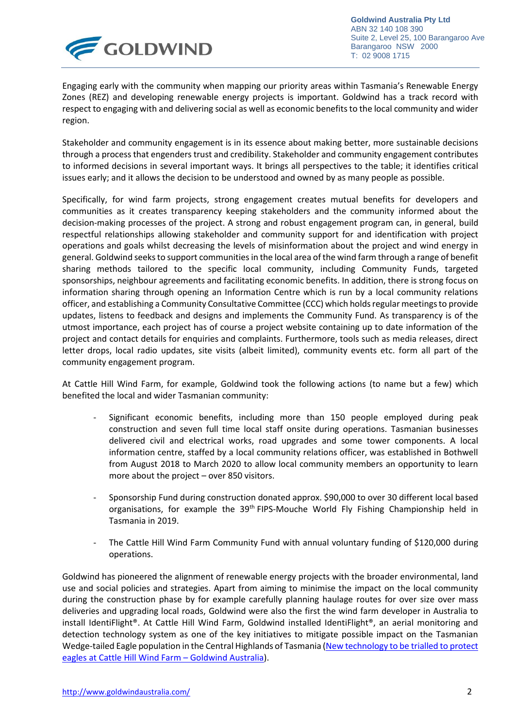Engaging early with the community when mapping our priority areas within Tasmania's Renewable Energy Zones (REZ) and developing renewable energy projects is important. Goldwind has a track record with respect to engaging with and delivering social as well as economic benefits to the local community and wider region.

Stakeholder and community engagement is in its essence about making better, more sustainable decisions through a process that engenders trust and credibility. Stakeholder and community engagement contributes to informed decisions in several important ways. It brings all perspectives to the table; it identifies critical issues early; and it allows the decision to be understood and owned by as many people as possible.

Specifically, for wind farm projects, strong engagement creates mutual benefits for developers and communities as it creates transparency keeping stakeholders and the community informed about the decision-making processes of the project. A strong and robust engagement program can, in general, build respectful relationships allowing stakeholder and community support for and identification with project operations and goals whilst decreasing the levels of misinformation about the project and wind energy in general. Goldwind seeks to support communities in the local area of the wind farm through a range of benefit sharing methods tailored to the specific local community, including Community Funds, targeted sponsorships, neighbour agreements and facilitating economic benefits. In addition, there is strong focus on information sharing through opening an Information Centre which is run by a local community relations officer, and establishing a Community Consultative Committee (CCC) which holds regular meetings to provide updates, listens to feedback and designs and implements the Community Fund. As transparency is of the utmost importance, each project has of course a project website containing up to date information of the project and contact details for enquiries and complaints. Furthermore, tools such as media releases, direct letter drops, local radio updates, site visits (albeit limited), community events etc. form all part of the community engagement program.

At Cattle Hill Wind Farm, for example, Goldwind took the following actions (to name but a few) which benefited the local and wider Tasmanian community:

- Significant economic benefits, including more than 150 people employed during peak construction and seven full time local staff onsite during operations. Tasmanian businesses delivered civil and electrical works, road upgrades and some tower components. A local information centre, staffed by a local community relations officer, was established in Bothwell from August 2018 to March 2020 to allow local community members an opportunity to learn more about the project – over 850 visitors.

- Sponsorship Fund during construction donated approx. $90,000 to over 30 different local based organisations, for example the 39th FIPS-Mouche World Fly Fishing Championship held in Tasmania in 2019.

- The Cattle Hill Wind Farm Community Fund with annual voluntary funding of $120,000 during operations.

Goldwind has pioneered the alignment of renewable energy projects with the broader environmental, land use and social policies and strategies. Apart from aiming to minimise the impact on the local community during the construction phase by for example carefully planning haulage routes for over size over mass deliveries and upgrading local roads, Goldwind were also the first the wind farm developer in Australia to install IdentiFlight®. At Cattle Hill Wind Farm, Goldwind installed IdentiFlight®, an aerial monitoring and detection technology system as one of the key initiatives to mitigate possible impact on the Tasmanian Wedge-tailed Eagle population in the Central Highlands of Tasmania (New technology to be trialled to protect eagles at Cattle Hill Wind Farm – Goldwind Australia).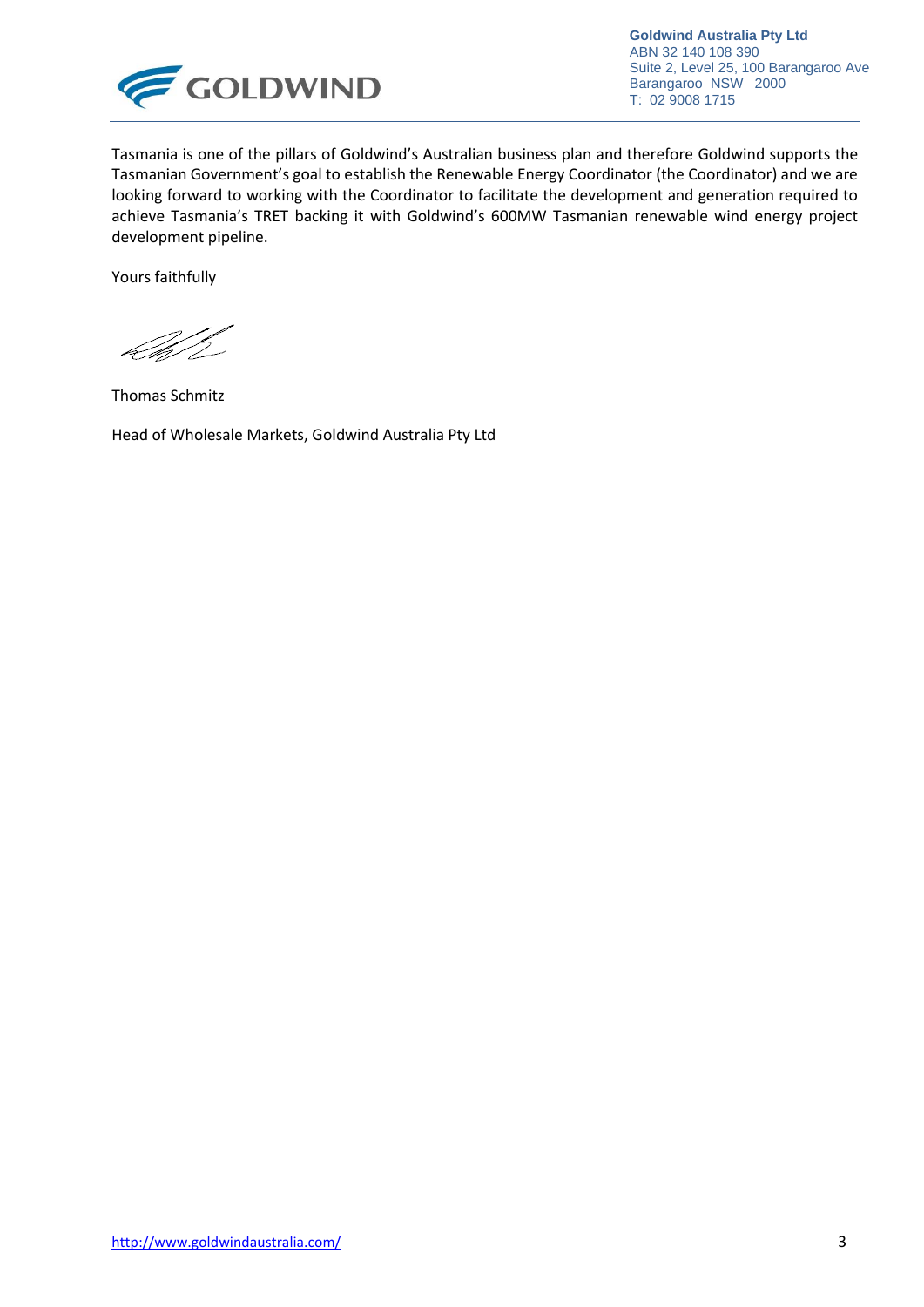Tasmania is one of the pillars of Goldwind's Australian business plan and therefore Goldwind supports the Tasmanian Government's goal to establish the Renewable Energy Coordinator (the Coordinator) and we are looking forward to working with the Coordinator to facilitate the development and generation required to achieve Tasmania's TRET backing it with Goldwind's 600MW Tasmanian renewable wind energy project development pipeline.

Yours faithfully

Thomas Schmitz

Head of Wholesale Markets, Goldwind Australia Pty Ltd